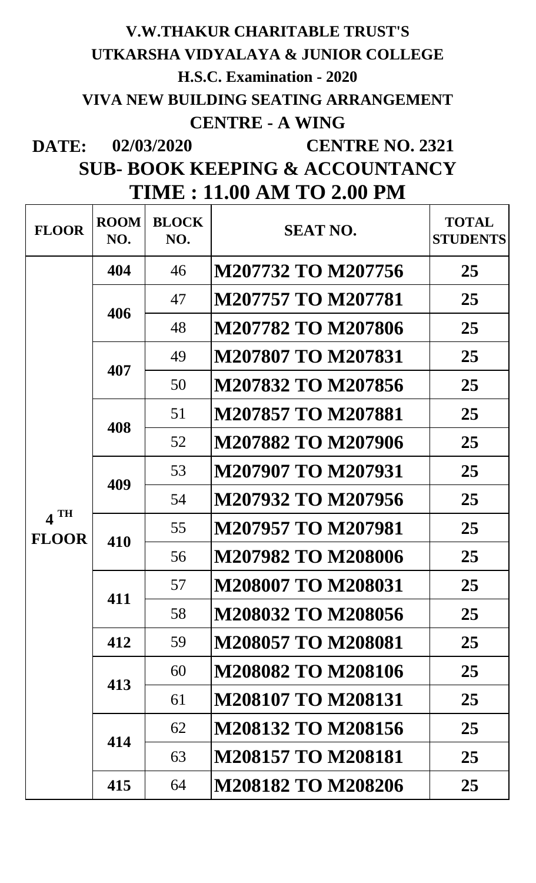# V.W.THAKUR CHARITABLE TRUST'S

# UTKARSHA VIDYALAYA & JUNIOR COLLEGE

## H.S.C. Examination - 2020

## VIVA NEW BUILDING SEATING ARRANGEMENT

## CENTRE - A WING

**DATE: 02/03/2020** **CENTRE NO. 2321**

## SUB- BOOK KEEPING & ACCOUNTANCY

## TIME : 11.00 AM TO 2.00 PM

| FLOOR | ROOM NO. | BLOCK NO. | SEAT NO. | TOTAL STUDENTS |
|---|---|---|---|---|
| 4 TH FLOOR | 404 | 46 | M207732 TO M207756 | 25 |
| | 406 | 47 | M207757 TO M207781 | 25 |
| | | 48 | M207782 TO M207806 | 25 |
| | 407 | 49 | M207807 TO M207831 | 25 |
| | | 50 | M207832 TO M207856 | 25 |
| | 408 | 51 | M207857 TO M207881 | 25 |
| | | 52 | M207882 TO M207906 | 25 |
| | 409 | 53 | M207907 TO M207931 | 25 |
| | | 54 | M207932 TO M207956 | 25 |
| | 410 | 55 | M207957 TO M207981 | 25 |
| | | 56 | M207982 TO M208006 | 25 |
| | 411 | 57 | M208007 TO M208031 | 25 |
| | | 58 | M208032 TO M208056 | 25 |
| | 412 | 59 | M208057 TO M208081 | 25 |
| | 413 | 60 | M208082 TO M208106 | 25 |
| | | 61 | M208107 TO M208131 | 25 |
| | 414 | 62 | M208132 TO M208156 | 25 |
| | | 63 | M208157 TO M208181 | 25 |
| | 415 | 64 | M208182 TO M208206 | 25 |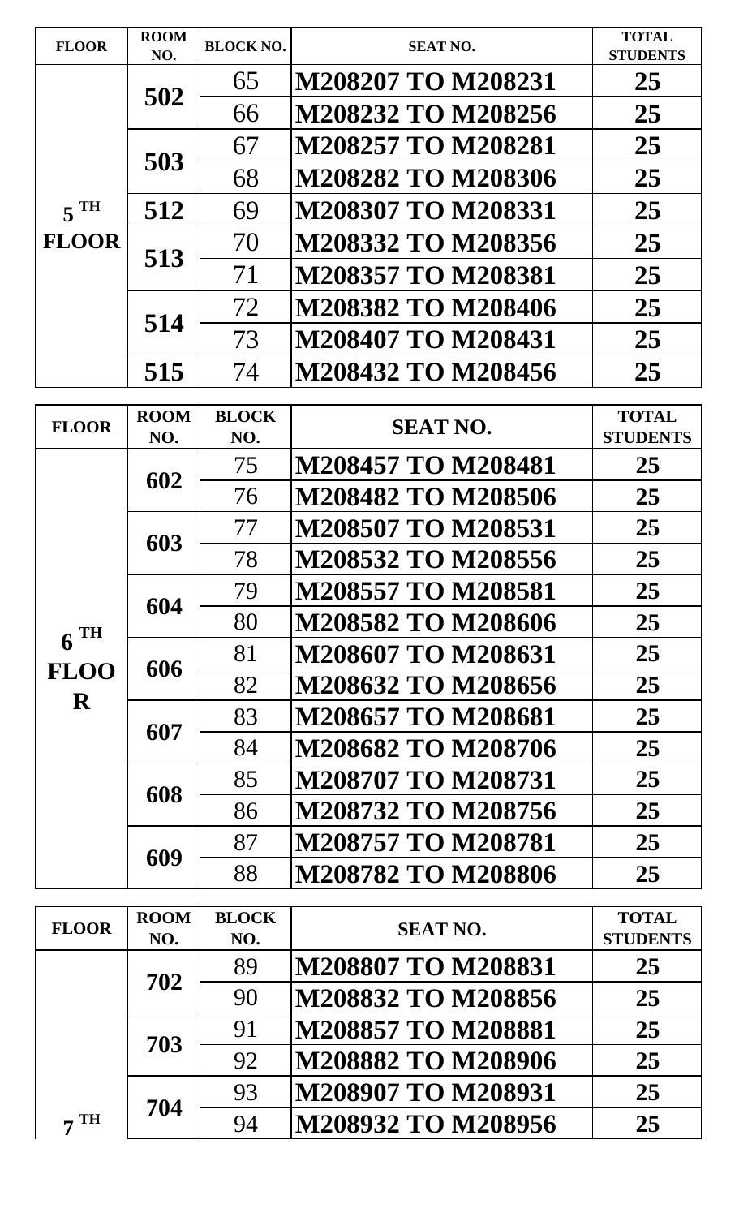| FLOOR | ROOM NO. | BLOCK NO. | SEAT NO. | TOTAL STUDENTS |
|---|---|---|---|---|
| 5 TH FLOOR | 502 | 65 | M208207 TO M208231 | 25 |
| | | 66 | M208232 TO M208256 | 25 |
| | 503 | 67 | M208257 TO M208281 | 25 |
| | | 68 | M208282 TO M208306 | 25 |
| | 512 | 69 | M208307 TO M208331 | 25 |
| | 513 | 70 | M208332 TO M208356 | 25 |
| | | 71 | M208357 TO M208381 | 25 |
| | 514 | 72 | M208382 TO M208406 | 25 |
| | | 73 | M208407 TO M208431 | 25 |
| | 515 | 74 | M208432 TO M208456 | 25 |

| FLOOR | ROOM NO. | BLOCK NO. | SEAT NO. | TOTAL STUDENTS |
|---|---|---|---|---|
| 6 TH FLOOR | 602 | 75 | M208457 TO M208481 | 25 |
| | | 76 | M208482 TO M208506 | 25 |
| | 603 | 77 | M208507 TO M208531 | 25 |
| | | 78 | M208532 TO M208556 | 25 |
| | 604 | 79 | M208557 TO M208581 | 25 |
| | | 80 | M208582 TO M208606 | 25 |
| | 606 | 81 | M208607 TO M208631 | 25 |
| | | 82 | M208632 TO M208656 | 25 |
| | 607 | 83 | M208657 TO M208681 | 25 |
| | | 84 | M208682 TO M208706 | 25 |
| | 608 | 85 | M208707 TO M208731 | 25 |
| | | 86 | M208732 TO M208756 | 25 |
| | 609 | 87 | M208757 TO M208781 | 25 |
| | | 88 | M208782 TO M208806 | 25 |

| FLOOR | ROOM NO. | BLOCK NO. | SEAT NO. | TOTAL STUDENTS |
|---|---|---|---|---|
| 7 TH | 702 | 89 | M208807 TO M208831 | 25 |
| | | 90 | M208832 TO M208856 | 25 |
| | 703 | 91 | M208857 TO M208881 | 25 |
| | | 92 | M208882 TO M208906 | 25 |
| | 704 | 93 | M208907 TO M208931 | 25 |
| | | 94 | M208932 TO M208956 | 25 |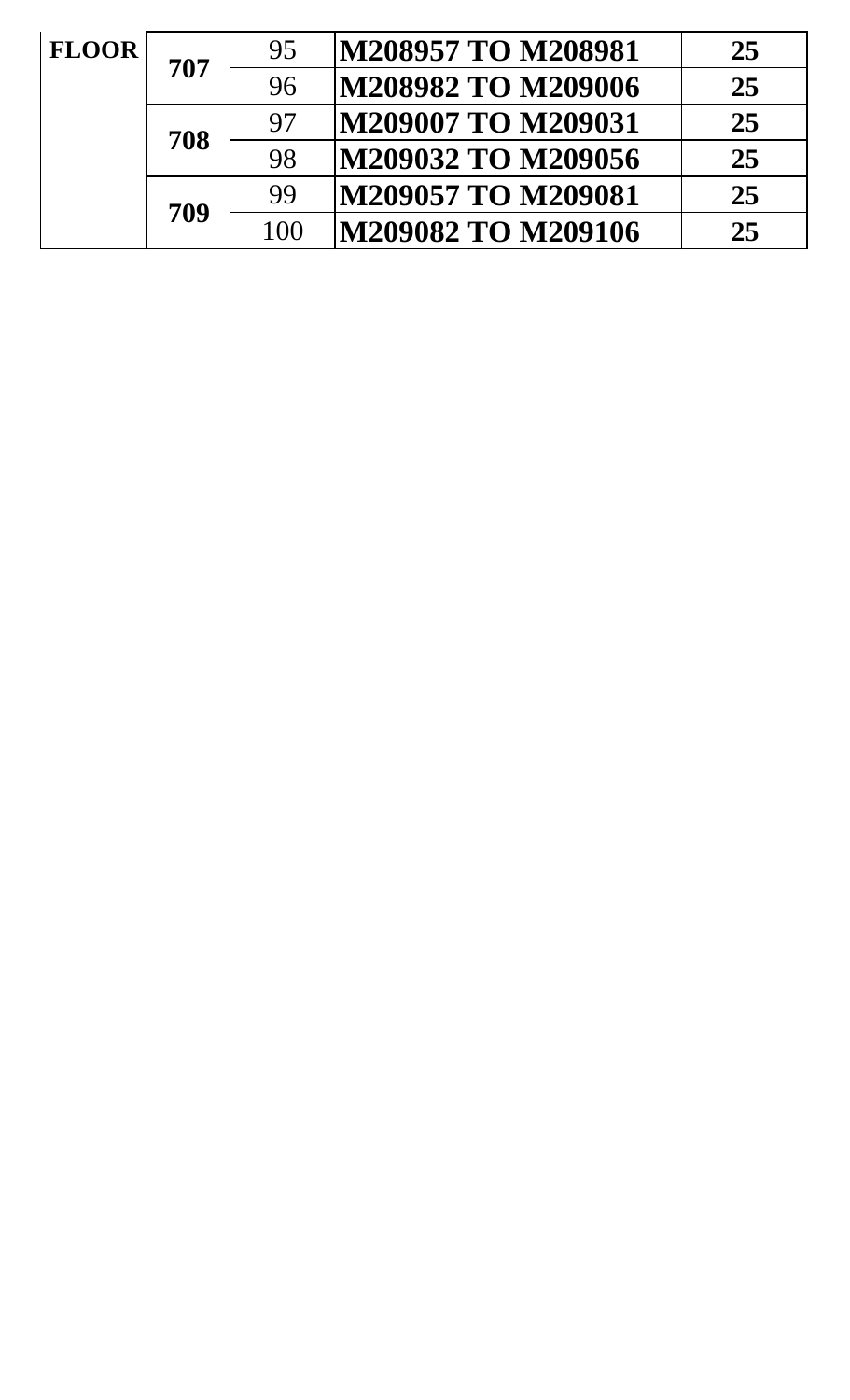| | | | | |
|---|---|---|---|---|
| **FLOOR** | **707** | 95 | **M208957 TO M208981** | **25** |
| | | 96 | **M208982 TO M209006** | **25** |
| | **708** | 97 | **M209007 TO M209031** | **25** |
| | | 98 | **M209032 TO M209056** | **25** |
| | **709** | 99 | **M209057 TO M209081** | **25** |
| | | 100 | **M209082 TO M209106** | **25** |